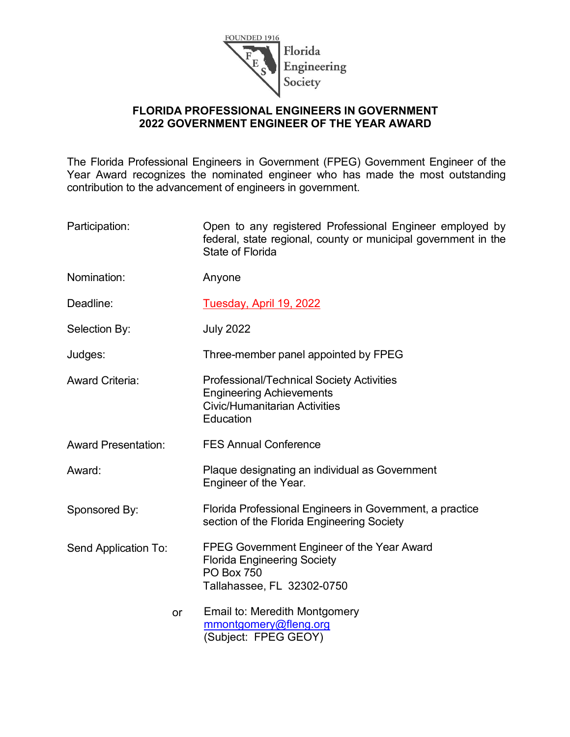FOUNDED 1916

Florida Engineering Society

## FLORIDA PROFESSIONAL ENGINEERS IN GOVERNMENT
## 2022 GOVERNMENT ENGINEER OF THE YEAR AWARD

The Florida Professional Engineers in Government (FPEG) Government Engineer of the Year Award recognizes the nominated engineer who has made the most outstanding contribution to the advancement of engineers in government.

Participation: Open to any registered Professional Engineer employed by federal, state regional, county or municipal government in the State of Florida

Nomination: Anyone

Deadline: Tuesday, April 19, 2022

Selection By: July 2022

Judges: Three-member panel appointed by FPEG

Award Criteria:
- Professional/Technical Society Activities
- Engineering Achievements
- Civic/Humanitarian Activities
- Education

Award Presentation: FES Annual Conference

Award: Plaque designating an individual as Government Engineer of the Year.

Sponsored By: Florida Professional Engineers in Government, a practice section of the Florida Engineering Society

Send Application To:
FPEG Government Engineer of the Year Award
Florida Engineering Society
PO Box 750
Tallahassee, FL 32302-0750

or Email to: Meredith Montgomery
mmontgomery@fleng.org
(Subject: FPEG GEOY)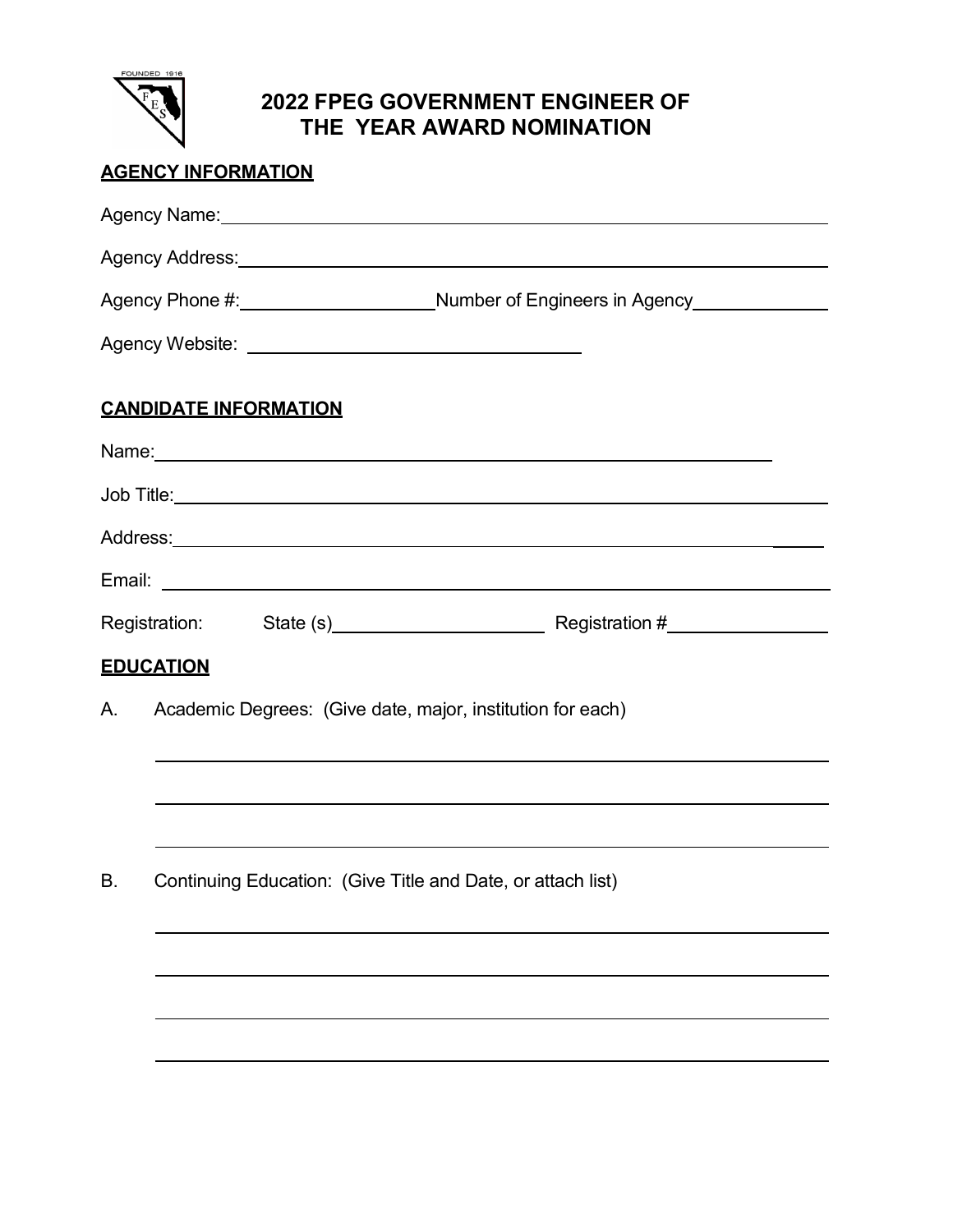# 2022 FPEG GOVERNMENT ENGINEER OF THE YEAR AWARD NOMINATION

## AGENCY INFORMATION

Agency Name: ______________________________________________

Agency Address: ______________________________________________

Agency Phone #: ____________________ Number of Engineers in Agency ____________

Agency Website: ______________________________

## CANDIDATE INFORMATION

Name: ______________________________________________

Job Title: ______________________________________________

Address: ______________________________________________

Email: ______________________________________________

Registration: State (s) ____________________ Registration # ______________

## EDUCATION

A. Academic Degrees: (Give date, major, institution for each)

______________________________________________

______________________________________________

______________________________________________

B. Continuing Education: (Give Title and Date, or attach list)

______________________________________________

______________________________________________

______________________________________________

______________________________________________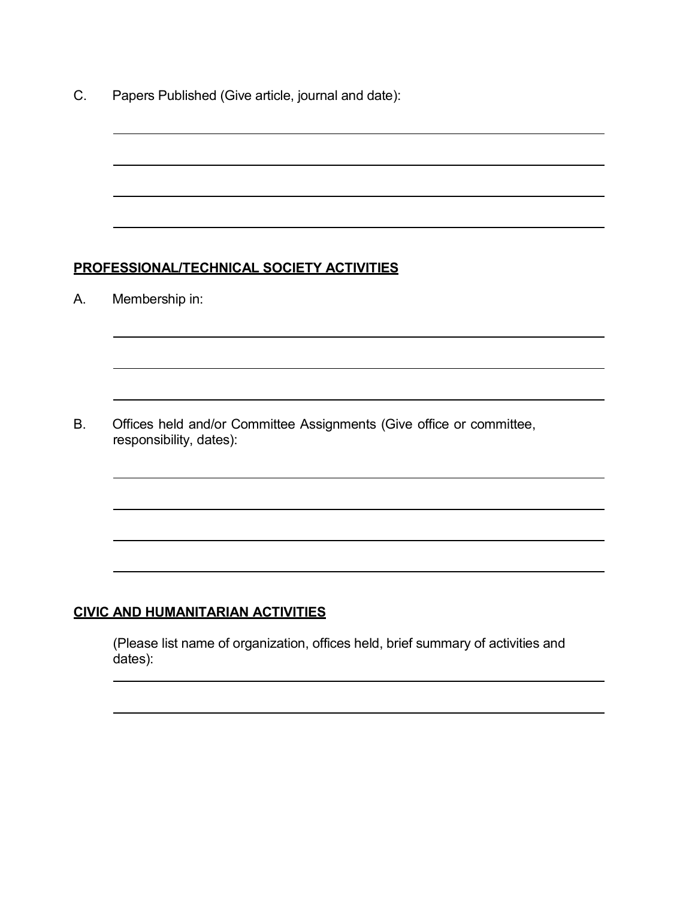C. Papers Published (Give article, journal and date):

## PROFESSIONAL/TECHNICAL SOCIETY ACTIVITIES

A. Membership in:

B. Offices held and/or Committee Assignments (Give office or committee, responsibility, dates):

## CIVIC AND HUMANITARIAN ACTIVITIES

(Please list name of organization, offices held, brief summary of activities and dates):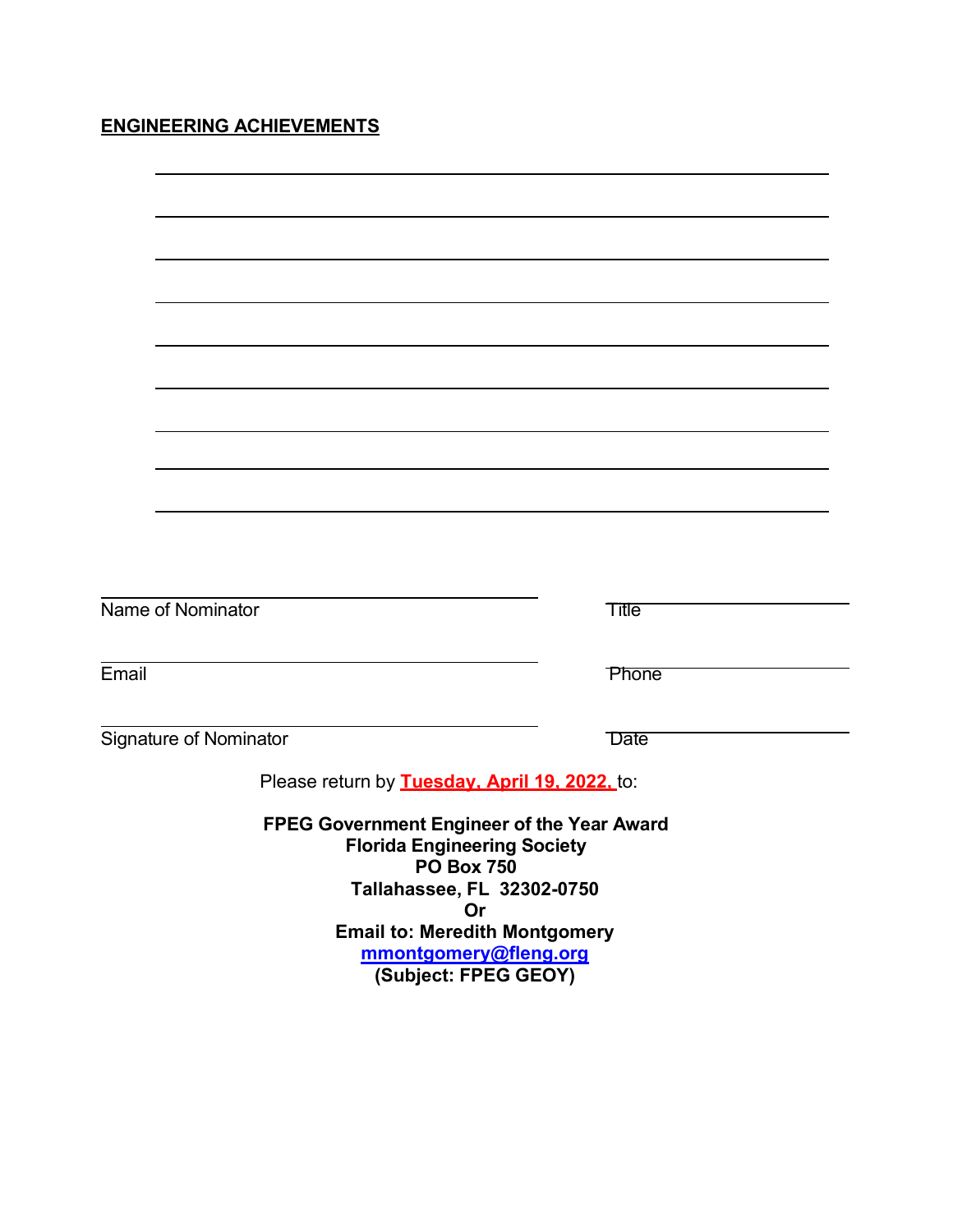**ENGINEERING ACHIEVEMENTS**

\_\_\_\_\_\_\_\_\_\_\_\_\_\_\_\_\_\_\_\_\_\_\_\_\_\_\_\_\_\_\_\_\_\_\_\_\_\_\_\_\_\_\_\_\_\_\_\_\_\_\_\_\_\_\_\_\_\_

\_\_\_\_\_\_\_\_\_\_\_\_\_\_\_\_\_\_\_\_\_\_\_\_\_\_\_\_\_\_\_\_\_\_\_\_\_\_\_\_\_\_\_\_\_\_\_\_\_\_\_\_\_\_\_\_\_\_

\_\_\_\_\_\_\_\_\_\_\_\_\_\_\_\_\_\_\_\_\_\_\_\_\_\_\_\_\_\_\_\_\_\_\_\_\_\_\_\_\_\_\_\_\_\_\_\_\_\_\_\_\_\_\_\_\_\_

\_\_\_\_\_\_\_\_\_\_\_\_\_\_\_\_\_\_\_\_\_\_\_\_\_\_\_\_\_\_\_\_\_\_\_\_\_\_\_\_\_\_\_\_\_\_\_\_\_\_\_\_\_\_\_\_\_\_

\_\_\_\_\_\_\_\_\_\_\_\_\_\_\_\_\_\_\_\_\_\_\_\_\_\_\_\_\_\_\_\_\_\_\_\_\_\_\_\_\_\_\_\_\_\_\_\_\_\_\_\_\_\_\_\_\_\_

\_\_\_\_\_\_\_\_\_\_\_\_\_\_\_\_\_\_\_\_\_\_\_\_\_\_\_\_\_\_\_\_\_\_\_\_\_\_\_\_\_\_\_\_\_\_\_\_\_\_\_\_\_\_\_\_\_\_

\_\_\_\_\_\_\_\_\_\_\_\_\_\_\_\_\_\_\_\_\_\_\_\_\_\_\_\_\_\_\_\_\_\_\_\_\_\_\_\_\_\_\_\_\_\_\_\_\_\_\_\_\_\_\_\_\_\_

\_\_\_\_\_\_\_\_\_\_\_\_\_\_\_\_\_\_\_\_\_\_\_\_\_\_\_\_\_\_\_\_\_\_\_\_\_\_\_\_\_\_\_\_\_\_\_\_\_\_\_\_\_\_\_\_\_\_

\_\_\_\_\_\_\_\_\_\_\_\_\_\_\_\_\_\_\_\_\_\_\_\_\_\_\_\_\_\_\_\_\_\_\_\_\_\_\_\_\_\_\_\_\_\_\_\_\_\_\_\_\_\_\_\_\_\_

\_\_\_\_\_\_\_\_\_\_\_\_\_\_\_\_\_\_\_\_\_\_\_\_\_\_\_\_\_\_\_\_\_\_\_\_\_\_ \_\_\_\_\_\_\_\_\_\_\_\_\_\_\_\_\_\_\_\_\_\_
Name of Nominator Title

\_\_\_\_\_\_\_\_\_\_\_\_\_\_\_\_\_\_\_\_\_\_\_\_\_\_\_\_\_\_\_\_\_\_\_\_\_\_ \_\_\_\_\_\_\_\_\_\_\_\_\_\_\_\_\_\_\_\_\_\_
Email Phone

\_\_\_\_\_\_\_\_\_\_\_\_\_\_\_\_\_\_\_\_\_\_\_\_\_\_\_\_\_\_\_\_\_\_\_\_\_\_ \_\_\_\_\_\_\_\_\_\_\_\_\_\_\_\_\_\_\_\_\_\_
Signature of Nominator Date

Please return by **Tuesday, April 19, 2022,** to:

**FPEG Government Engineer of the Year Award**
**Florida Engineering Society**
**PO Box 750**
**Tallahassee, FL 32302-0750**
**Or**
**Email to: Meredith Montgomery**
**mmontgomery@fleng.org**
**(Subject: FPEG GEOY)**